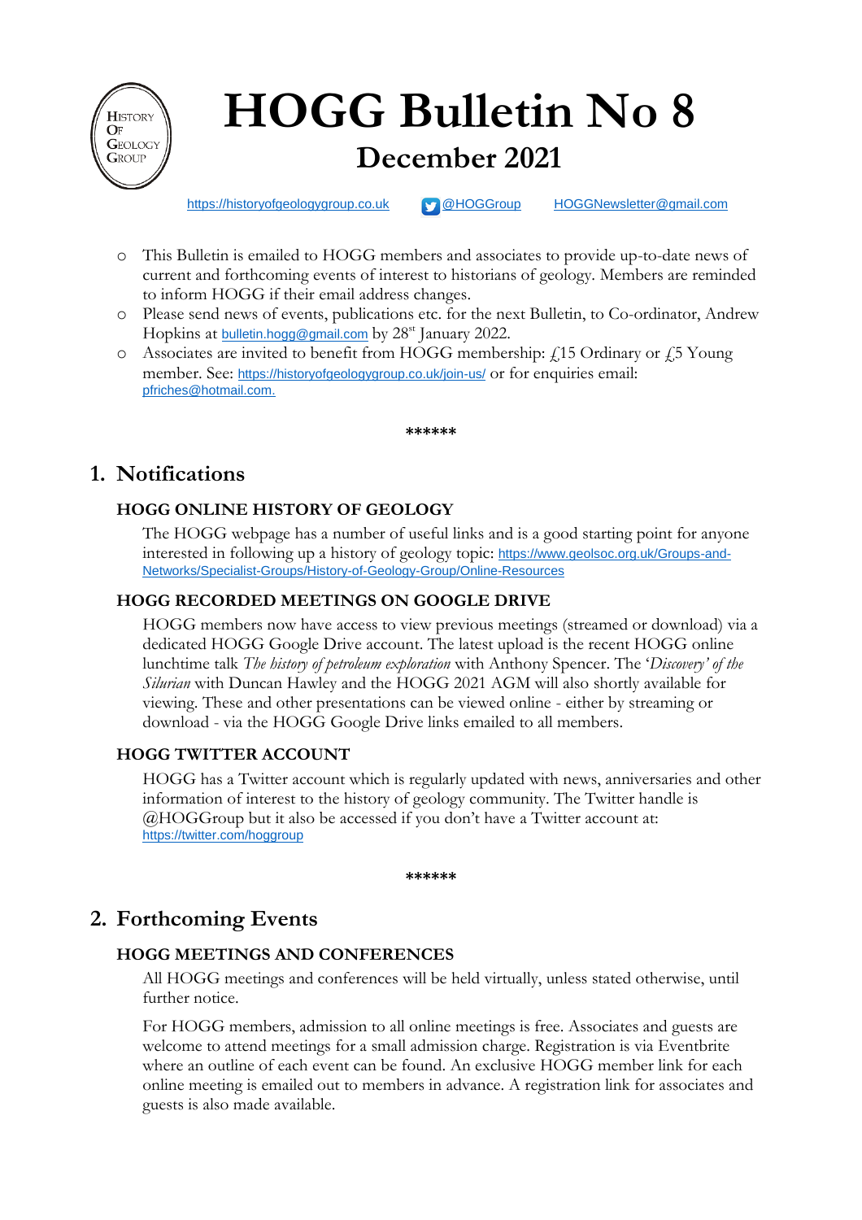# HOGG Bulletin No 8

## December 2021

https://historyofgeologygroup.co.uk @HOGGroup HOGGNewsletter@gmail.com

- This Bulletin is emailed to HOGG members and associates to provide up-to-date news of current and forthcoming events of interest to historians of geology. Members are reminded to inform HOGG if their email address changes.
- Please send news of events, publications etc. for the next Bulletin, to Co-ordinator, Andrew Hopkins at bulletin.hogg@gmail.com by 28st January 2022.
- Associates are invited to benefit from HOGG membership: £15 Ordinary or £5 Young member. See: https://historyofgeologygroup.co.uk/join-us/ or for enquiries email: pfriches@hotmail.com.

**\*\*\*\*\*\***

## 1. Notifications

### HOGG ONLINE HISTORY OF GEOLOGY

The HOGG webpage has a number of useful links and is a good starting point for anyone interested in following up a history of geology topic: https://www.geolsoc.org.uk/Groups-and-Networks/Specialist-Groups/History-of-Geology-Group/Online-Resources

### HOGG RECORDED MEETINGS ON GOOGLE DRIVE

HOGG members now have access to view previous meetings (streamed or download) via a dedicated HOGG Google Drive account. The latest upload is the recent HOGG online lunchtime talk *The history of petroleum exploration* with Anthony Spencer. The '*Discovery' of the Silurian* with Duncan Hawley and the HOGG 2021 AGM will also shortly available for viewing. These and other presentations can be viewed online - either by streaming or download - via the HOGG Google Drive links emailed to all members.

### HOGG TWITTER ACCOUNT

HOGG has a Twitter account which is regularly updated with news, anniversaries and other information of interest to the history of geology community. The Twitter handle is @HOGGroup but it also be accessed if you don't have a Twitter account at: https://twitter.com/hoggroup

**\*\*\*\*\*\***

## 2. Forthcoming Events

### HOGG MEETINGS AND CONFERENCES

All HOGG meetings and conferences will be held virtually, unless stated otherwise, until further notice.

For HOGG members, admission to all online meetings is free. Associates and guests are welcome to attend meetings for a small admission charge. Registration is via Eventbrite where an outline of each event can be found. An exclusive HOGG member link for each online meeting is emailed out to members in advance. A registration link for associates and guests is also made available.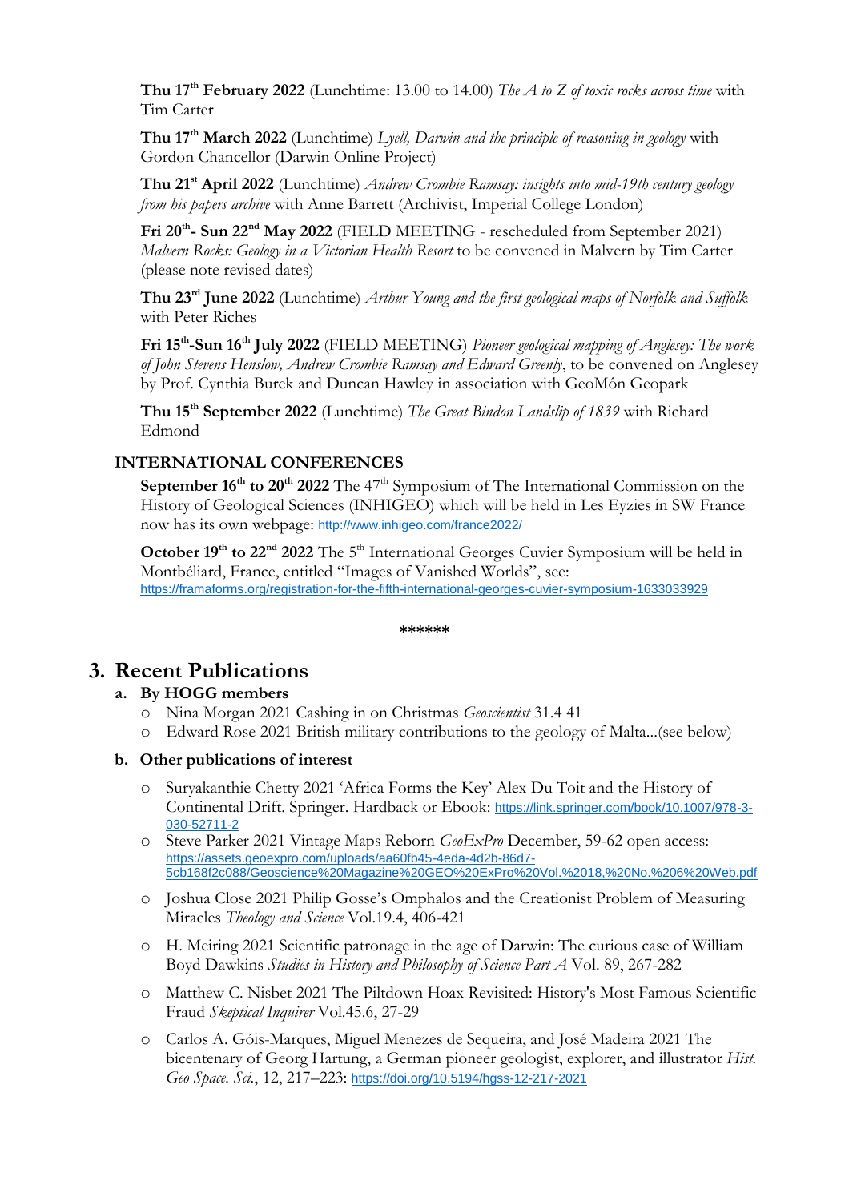**Thu 17th February 2022** (Lunchtime: 13.00 to 14.00) *The A to Z of toxic rocks across time* with Tim Carter

**Thu 17th March 2022** (Lunchtime) *Lyell, Darwin and the principle of reasoning in geology* with Gordon Chancellor (Darwin Online Project)

**Thu 21st April 2022** (Lunchtime) *Andrew Crombie Ramsay: insights into mid-19th century geology from his papers archive* with Anne Barrett (Archivist, Imperial College London)

**Fri 20th- Sun 22nd May 2022** (FIELD MEETING - rescheduled from September 2021) *Malvern Rocks: Geology in a Victorian Health Resort* to be convened in Malvern by Tim Carter (please note revised dates)

**Thu 23rd June 2022** (Lunchtime) *Arthur Young and the first geological maps of Norfolk and Suffolk* with Peter Riches

**Fri 15th-Sun 16th July 2022** (FIELD MEETING) *Pioneer geological mapping of Anglesey: The work of John Stevens Henslow, Andrew Crombie Ramsay and Edward Greenly*, to be convened on Anglesey by Prof. Cynthia Burek and Duncan Hawley in association with GeoMôn Geopark

**Thu 15th September 2022** (Lunchtime) *The Great Bindon Landslip of 1839* with Richard Edmond

### INTERNATIONAL CONFERENCES

**September 16th to 20th 2022** The 47th Symposium of The International Commission on the History of Geological Sciences (INHIGEO) which will be held in Les Eyzies in SW France now has its own webpage: http://www.inhigeo.com/france2022/

**October 19th to 22nd 2022** The 5th International Georges Cuvier Symposium will be held in Montbéliard, France, entitled "Images of Vanished Worlds", see: https://framaforms.org/registration-for-the-fifth-international-georges-cuvier-symposium-1633033929

\*\*\*\*\*\*

## 3. Recent Publications

### a. By HOGG members

- Nina Morgan 2021 Cashing in on Christmas *Geoscientist* 31.4 41
- Edward Rose 2021 British military contributions to the geology of Malta...(see below)

### b. Other publications of interest

- Suryakanthie Chetty 2021 'Africa Forms the Key' Alex Du Toit and the History of Continental Drift. Springer. Hardback or Ebook: https://link.springer.com/book/10.1007/978-3-030-52711-2
- Steve Parker 2021 Vintage Maps Reborn *GeoExPro* December, 59-62 open access: https://assets.geoexpro.com/uploads/aa60fb45-4eda-4d2b-86d7-5cb168f2c088/Geoscience%20Magazine%20GEO%20ExPro%20Vol.%2018,%20No.%206%20Web.pdf
- Joshua Close 2021 Philip Gosse's Omphalos and the Creationist Problem of Measuring Miracles *Theology and Science* Vol.19.4, 406-421
- H. Meiring 2021 Scientific patronage in the age of Darwin: The curious case of William Boyd Dawkins *Studies in History and Philosophy of Science Part A* Vol. 89, 267-282
- Matthew C. Nisbet 2021 The Piltdown Hoax Revisited: History's Most Famous Scientific Fraud *Skeptical Inquirer* Vol.45.6, 27-29
- Carlos A. Góis-Marques, Miguel Menezes de Sequeira, and José Madeira 2021 The bicentenary of Georg Hartung, a German pioneer geologist, explorer, and illustrator *Hist. Geo Space. Sci.*, 12, 217–223: https://doi.org/10.5194/hgss-12-217-2021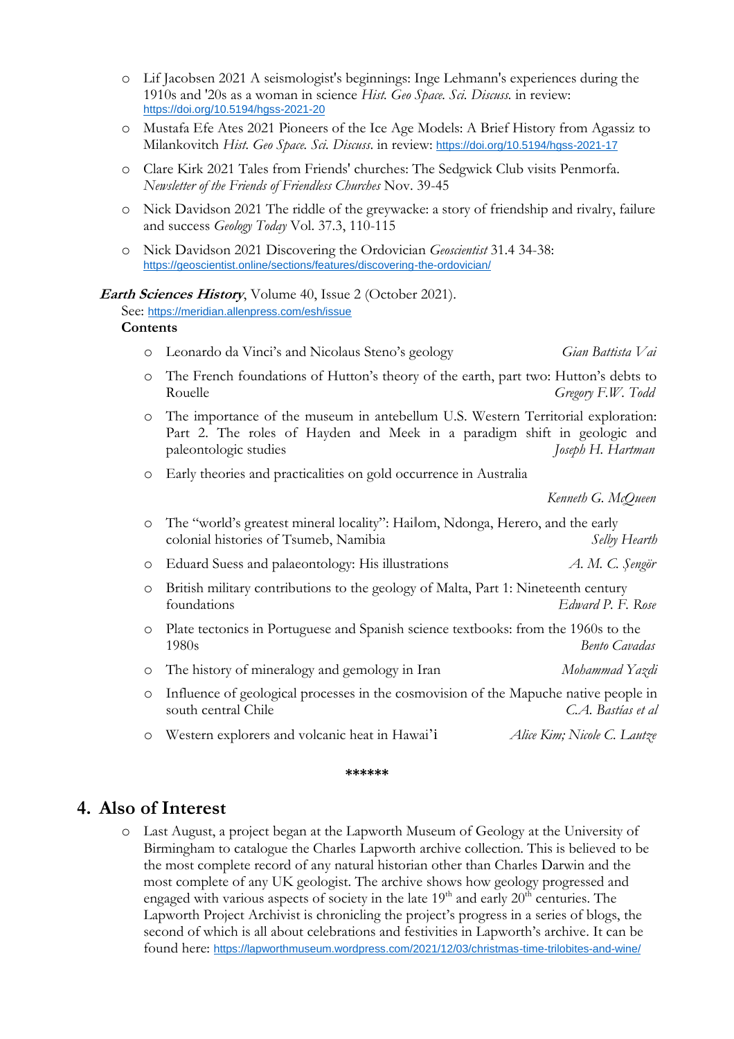- Lif Jacobsen 2021 A seismologist's beginnings: Inge Lehmann's experiences during the 1910s and '20s as a woman in science *Hist. Geo Space. Sci. Discuss.* in review: https://doi.org/10.5194/hgss-2021-20
- Mustafa Efe Ates 2021 Pioneers of the Ice Age Models: A Brief History from Agassiz to Milankovitch *Hist. Geo Space. Sci. Discuss.* in review: https://doi.org/10.5194/hgss-2021-17
- Clare Kirk 2021 Tales from Friends' churches: The Sedgwick Club visits Penmorfa. *Newsletter of the Friends of Friendless Churches* Nov. 39-45
- Nick Davidson 2021 The riddle of the greywacke: a story of friendship and rivalry, failure and success *Geology Today* Vol. 37.3, 110-115
- Nick Davidson 2021 Discovering the Ordovician *Geoscientist* 31.4 34-38: https://geoscientist.online/sections/features/discovering-the-ordovician/

***Earth Sciences History***, Volume 40, Issue 2 (October 2021).

See: https://meridian.allenpress.com/esh/issue

**Contents**

- Leonardo da Vinci's and Nicolaus Steno's geology — *Gian Battista Vai*
- The French foundations of Hutton's theory of the earth, part two: Hutton's debts to Rouelle — *Gregory F.W. Todd*
- The importance of the museum in antebellum U.S. Western Territorial exploration: Part 2. The roles of Hayden and Meek in a paradigm shift in geologic and paleontologic studies — *Joseph H. Hartman*
- Early theories and practicalities on gold occurrence in Australia — *Kenneth G. McQueen*
- The "world's greatest mineral locality": Haiǁom, Ndonga, Herero, and the early colonial histories of Tsumeb, Namibia — *Selby Hearth*
- Eduard Suess and palaeontology: His illustrations — *A. M. C. Şengör*
- British military contributions to the geology of Malta, Part 1: Nineteenth century foundations — *Edward P. F. Rose*
- Plate tectonics in Portuguese and Spanish science textbooks: from the 1960s to the 1980s — *Bento Cavadas*
- The history of mineralogy and gemology in Iran — *Mohammad Yazdi*
- Influence of geological processes in the cosmovision of the Mapuche native people in south central Chile — *C.A. Bastías et al*
- Western explorers and volcanic heat in Hawai'i — *Alice Kim; Nicole C. Lautze*

******

## 4. Also of Interest

- Last August, a project began at the Lapworth Museum of Geology at the University of Birmingham to catalogue the Charles Lapworth archive collection. This is believed to be the most complete record of any natural historian other than Charles Darwin and the most complete of any UK geologist. The archive shows how geology progressed and engaged with various aspects of society in the late 19th and early 20th centuries. The Lapworth Project Archivist is chronicling the project's progress in a series of blogs, the second of which is all about celebrations and festivities in Lapworth's archive. It can be found here: https://lapworthmuseum.wordpress.com/2021/12/03/christmas-time-trilobites-and-wine/